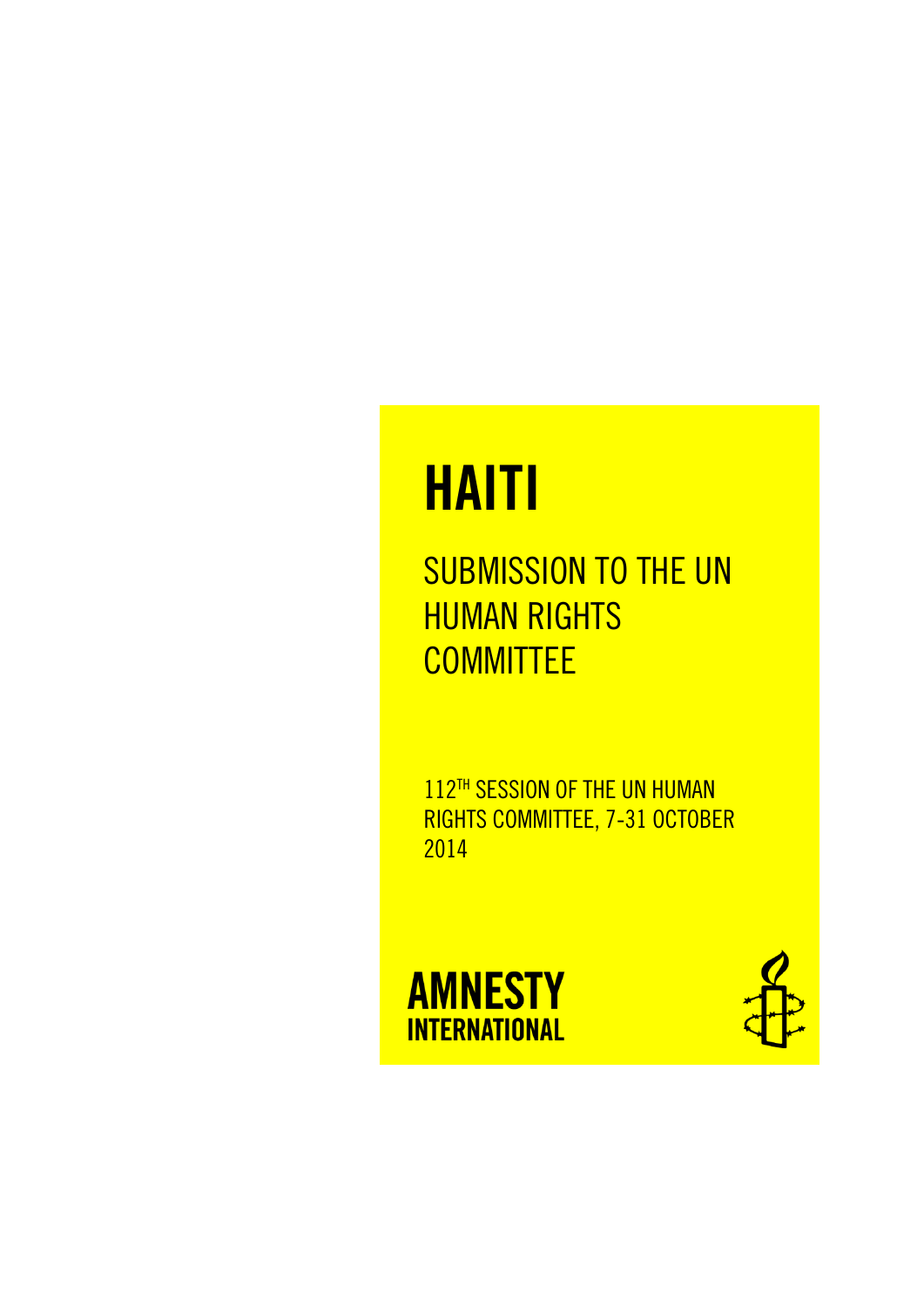# HAITI

## SUBMISSION TO THE UN HUMAN RIGHTS COMMITTEE

112TH SESSION OF THE UN HUMAN RIGHTS COMMITTEE, 7-31 OCTOBER 2014

AMNESTY INTERNATIONAL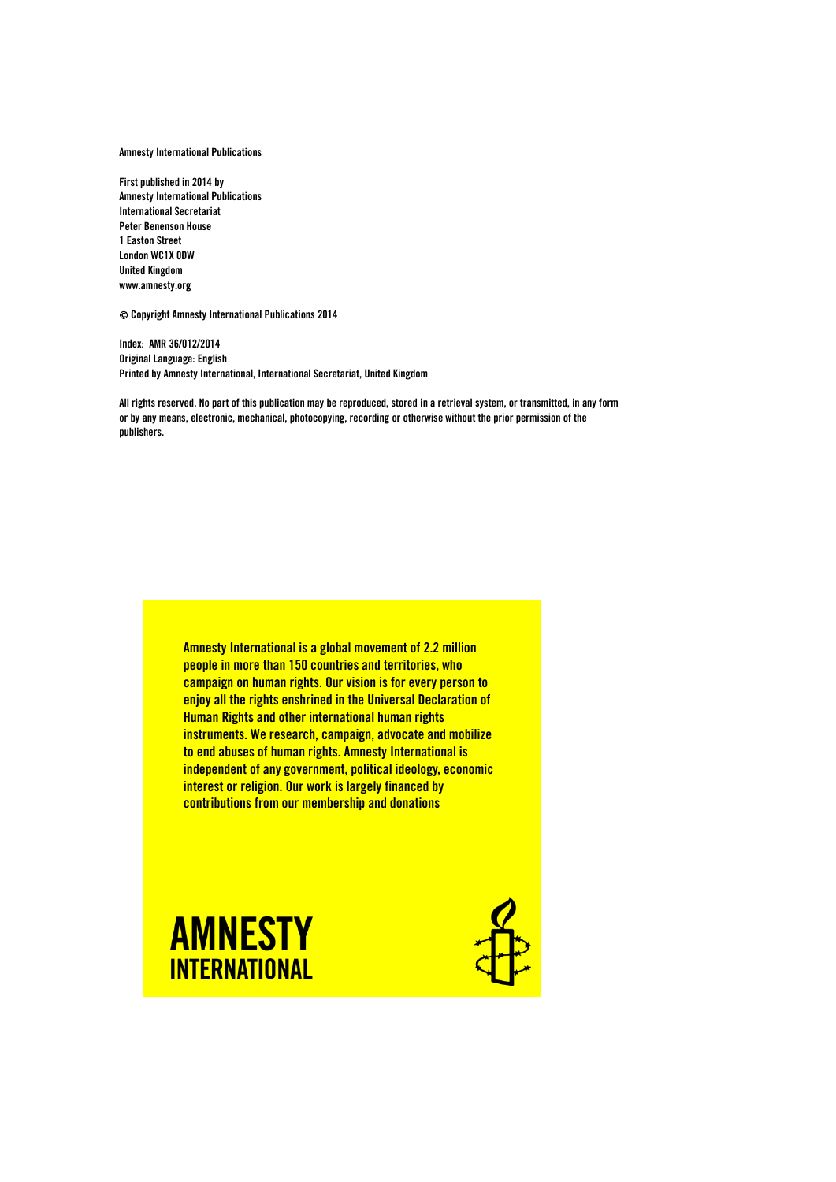Amnesty International Publications

First published in 2014 by
Amnesty International Publications
International Secretariat
Peter Benenson House
1 Easton Street
London WC1X 0DW
United Kingdom
www.amnesty.org

© Copyright Amnesty International Publications 2014

Index: AMR 36/012/2014
Original Language: English
Printed by Amnesty International, International Secretariat, United Kingdom

All rights reserved. No part of this publication may be reproduced, stored in a retrieval system, or transmitted, in any form or by any means, electronic, mechanical, photocopying, recording or otherwise without the prior permission of the publishers.

Amnesty International is a global movement of 2.2 million people in more than 150 countries and territories, who campaign on human rights. Our vision is for every person to enjoy all the rights enshrined in the Universal Declaration of Human Rights and other international human rights instruments. We research, campaign, advocate and mobilize to end abuses of human rights. Amnesty International is independent of any government, political ideology, economic interest or religion. Our work is largely financed by contributions from our membership and donations

AMNESTY INTERNATIONAL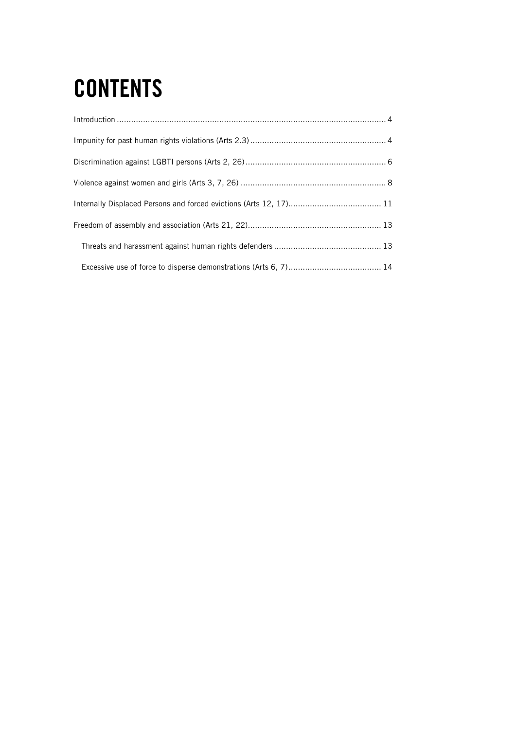# CONTENTS

Introduction ................................................................................................................ 4

Impunity for past human rights violations (Arts 2.3) ......................................................... 4

Discrimination against LGBTI persons (Arts 2, 26) ........................................................... 6

Violence against women and girls (Arts 3, 7, 26) ............................................................ 8

Internally Displaced Persons and forced evictions (Arts 12, 17)....................................... 11

Freedom of assembly and association (Arts 21, 22)........................................................ 13

  Threats and harassment against human rights defenders ............................................. 13

  Excessive use of force to disperse demonstrations (Arts 6, 7)....................................... 14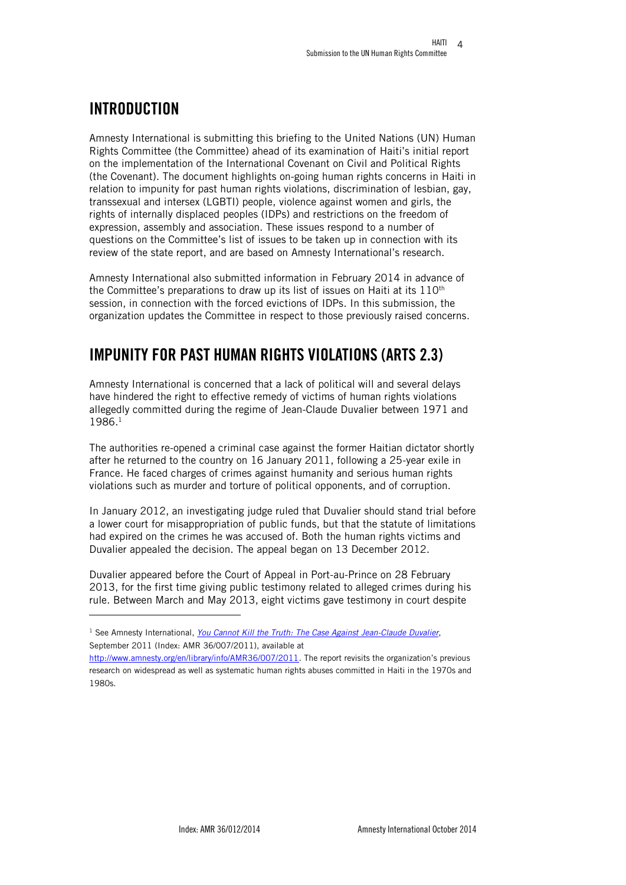## INTRODUCTION

Amnesty International is submitting this briefing to the United Nations (UN) Human Rights Committee (the Committee) ahead of its examination of Haiti's initial report on the implementation of the International Covenant on Civil and Political Rights (the Covenant). The document highlights on-going human rights concerns in Haiti in relation to impunity for past human rights violations, discrimination of lesbian, gay, transsexual and intersex (LGBTI) people, violence against women and girls, the rights of internally displaced peoples (IDPs) and restrictions on the freedom of expression, assembly and association. These issues respond to a number of questions on the Committee's list of issues to be taken up in connection with its review of the state report, and are based on Amnesty International's research.

Amnesty International also submitted information in February 2014 in advance of the Committee's preparations to draw up its list of issues on Haiti at its 110th session, in connection with the forced evictions of IDPs. In this submission, the organization updates the Committee in respect to those previously raised concerns.

## IMPUNITY FOR PAST HUMAN RIGHTS VIOLATIONS (ARTS 2.3)

Amnesty International is concerned that a lack of political will and several delays have hindered the right to effective remedy of victims of human rights violations allegedly committed during the regime of Jean-Claude Duvalier between 1971 and 1986.[1]

The authorities re-opened a criminal case against the former Haitian dictator shortly after he returned to the country on 16 January 2011, following a 25-year exile in France. He faced charges of crimes against humanity and serious human rights violations such as murder and torture of political opponents, and of corruption.

In January 2012, an investigating judge ruled that Duvalier should stand trial before a lower court for misappropriation of public funds, but that the statute of limitations had expired on the crimes he was accused of. Both the human rights victims and Duvalier appealed the decision. The appeal began on 13 December 2012.

Duvalier appeared before the Court of Appeal in Port-au-Prince on 28 February 2013, for the first time giving public testimony related to alleged crimes during his rule. Between March and May 2013, eight victims gave testimony in court despite

---

[1] See Amnesty International, *You Cannot Kill the Truth: The Case Against Jean-Claude Duvalier*, September 2011 (Index: AMR 36/007/2011), available at http://www.amnesty.org/en/library/info/AMR36/007/2011. The report revisits the organization's previous research on widespread as well as systematic human rights abuses committed in Haiti in the 1970s and 1980s.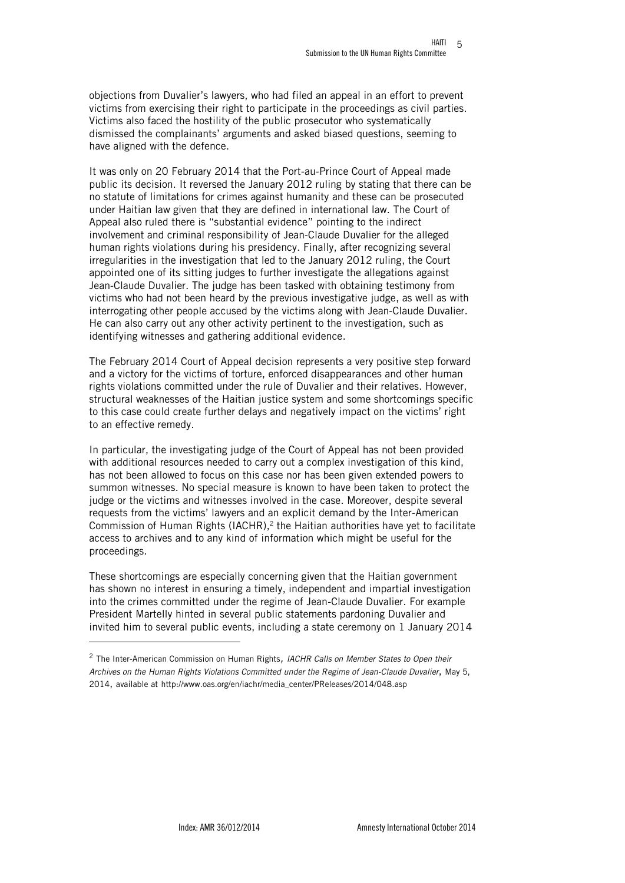objections from Duvalier's lawyers, who had filed an appeal in an effort to prevent victims from exercising their right to participate in the proceedings as civil parties. Victims also faced the hostility of the public prosecutor who systematically dismissed the complainants' arguments and asked biased questions, seeming to have aligned with the defence.

It was only on 20 February 2014 that the Port-au-Prince Court of Appeal made public its decision. It reversed the January 2012 ruling by stating that there can be no statute of limitations for crimes against humanity and these can be prosecuted under Haitian law given that they are defined in international law. The Court of Appeal also ruled there is "substantial evidence" pointing to the indirect involvement and criminal responsibility of Jean-Claude Duvalier for the alleged human rights violations during his presidency. Finally, after recognizing several irregularities in the investigation that led to the January 2012 ruling, the Court appointed one of its sitting judges to further investigate the allegations against Jean-Claude Duvalier. The judge has been tasked with obtaining testimony from victims who had not been heard by the previous investigative judge, as well as with interrogating other people accused by the victims along with Jean-Claude Duvalier. He can also carry out any other activity pertinent to the investigation, such as identifying witnesses and gathering additional evidence.

The February 2014 Court of Appeal decision represents a very positive step forward and a victory for the victims of torture, enforced disappearances and other human rights violations committed under the rule of Duvalier and their relatives. However, structural weaknesses of the Haitian justice system and some shortcomings specific to this case could create further delays and negatively impact on the victims' right to an effective remedy.

In particular, the investigating judge of the Court of Appeal has not been provided with additional resources needed to carry out a complex investigation of this kind, has not been allowed to focus on this case nor has been given extended powers to summon witnesses. No special measure is known to have been taken to protect the judge or the victims and witnesses involved in the case. Moreover, despite several requests from the victims' lawyers and an explicit demand by the Inter-American Commission of Human Rights (IACHR),[2] the Haitian authorities have yet to facilitate access to archives and to any kind of information which might be useful for the proceedings.

These shortcomings are especially concerning given that the Haitian government has shown no interest in ensuring a timely, independent and impartial investigation into the crimes committed under the regime of Jean-Claude Duvalier. For example President Martelly hinted in several public statements pardoning Duvalier and invited him to several public events, including a state ceremony on 1 January 2014

---

[2] The Inter-American Commission on Human Rights, *IACHR Calls on Member States to Open their Archives on the Human Rights Violations Committed under the Regime of Jean-Claude Duvalier*, May 5, 2014, available at http://www.oas.org/en/iachr/media_center/PReleases/2014/048.asp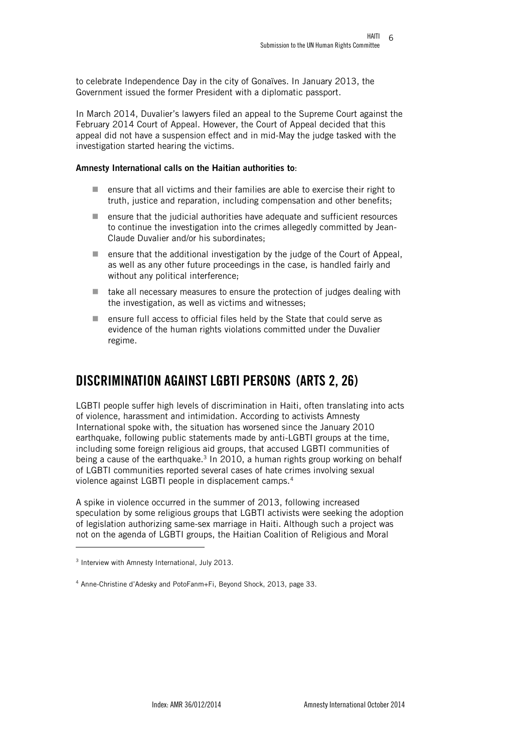to celebrate Independence Day in the city of Gonaïves. In January 2013, the Government issued the former President with a diplomatic passport.

In March 2014, Duvalier's lawyers filed an appeal to the Supreme Court against the February 2014 Court of Appeal. However, the Court of Appeal decided that this appeal did not have a suspension effect and in mid-May the judge tasked with the investigation started hearing the victims.

**Amnesty International calls on the Haitian authorities to**:

- ensure that all victims and their families are able to exercise their right to truth, justice and reparation, including compensation and other benefits;
- ensure that the judicial authorities have adequate and sufficient resources to continue the investigation into the crimes allegedly committed by Jean-Claude Duvalier and/or his subordinates;
- ensure that the additional investigation by the judge of the Court of Appeal, as well as any other future proceedings in the case, is handled fairly and without any political interference;
- take all necessary measures to ensure the protection of judges dealing with the investigation, as well as victims and witnesses;
- ensure full access to official files held by the State that could serve as evidence of the human rights violations committed under the Duvalier regime.

## DISCRIMINATION AGAINST LGBTI PERSONS (ARTS 2, 26)

LGBTI people suffer high levels of discrimination in Haiti, often translating into acts of violence, harassment and intimidation. According to activists Amnesty International spoke with, the situation has worsened since the January 2010 earthquake, following public statements made by anti-LGBTI groups at the time, including some foreign religious aid groups, that accused LGBTI communities of being a cause of the earthquake.[3] In 2010, a human rights group working on behalf of LGBTI communities reported several cases of hate crimes involving sexual violence against LGBTI people in displacement camps.[4]

A spike in violence occurred in the summer of 2013, following increased speculation by some religious groups that LGBTI activists were seeking the adoption of legislation authorizing same-sex marriage in Haiti. Although such a project was not on the agenda of LGBTI groups, the Haitian Coalition of Religious and Moral

[3] Interview with Amnesty International, July 2013.

[4] Anne-Christine d'Adesky and PotoFanm+Fi, Beyond Shock, 2013, page 33.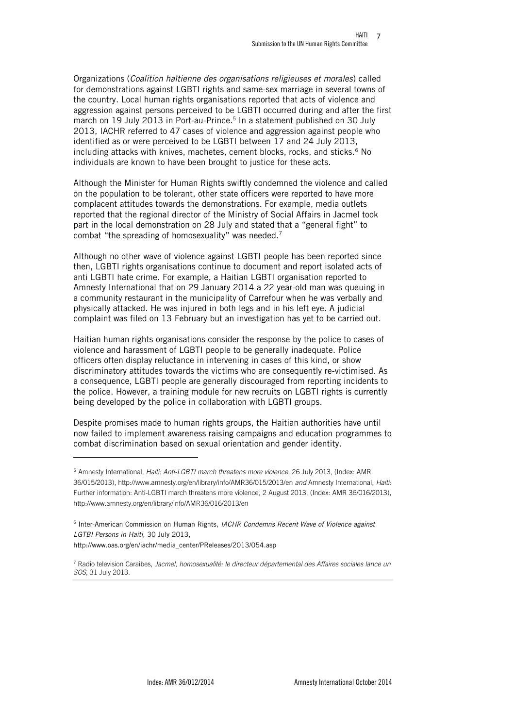Organizations (*Coalition haïtienne des organisations religieuses et morales*) called for demonstrations against LGBTI rights and same-sex marriage in several towns of the country. Local human rights organisations reported that acts of violence and aggression against persons perceived to be LGBTI occurred during and after the first march on 19 July 2013 in Port-au-Prince.[5] In a statement published on 30 July 2013, IACHR referred to 47 cases of violence and aggression against people who identified as or were perceived to be LGBTI between 17 and 24 July 2013, including attacks with knives, machetes, cement blocks, rocks, and sticks.[6] No individuals are known to have been brought to justice for these acts.

Although the Minister for Human Rights swiftly condemned the violence and called on the population to be tolerant, other state officers were reported to have more complacent attitudes towards the demonstrations. For example, media outlets reported that the regional director of the Ministry of Social Affairs in Jacmel took part in the local demonstration on 28 July and stated that a "general fight" to combat "the spreading of homosexuality" was needed.[7]

Although no other wave of violence against LGBTI people has been reported since then, LGBTI rights organisations continue to document and report isolated acts of anti LGBTI hate crime. For example, a Haitian LGBTI organisation reported to Amnesty International that on 29 January 2014 a 22 year-old man was queuing in a community restaurant in the municipality of Carrefour when he was verbally and physically attacked. He was injured in both legs and in his left eye. A judicial complaint was filed on 13 February but an investigation has yet to be carried out.

Haitian human rights organisations consider the response by the police to cases of violence and harassment of LGBTI people to be generally inadequate. Police officers often display reluctance in intervening in cases of this kind, or show discriminatory attitudes towards the victims who are consequently re-victimised. As a consequence, LGBTI people are generally discouraged from reporting incidents to the police. However, a training module for new recruits on LGBTI rights is currently being developed by the police in collaboration with LGBTI groups.

Despite promises made to human rights groups, the Haitian authorities have until now failed to implement awareness raising campaigns and education programmes to combat discrimination based on sexual orientation and gender identity.

---

[5] Amnesty International, *Haiti: Anti-LGBTI march threatens more violence*, 26 July 2013, (Index: AMR 36/015/2013), http://www.amnesty.org/en/library/info/AMR36/015/2013/en *and* Amnesty International, *Haiti:* Further information: Anti-LGBTI march threatens more violence, 2 August 2013, (Index: AMR 36/016/2013), http://www.amnesty.org/en/library/info/AMR36/016/2013/en

[6] Inter-American Commission on Human Rights, *IACHR Condemns Recent Wave of Violence against LGTBI Persons in Haiti*, 30 July 2013, http://www.oas.org/en/iachr/media_center/PReleases/2013/054.asp

[7] Radio television Caraibes, *Jacmel, homosexualité: le directeur départemental des Affaires sociales lance un SOS*, 31 July 2013.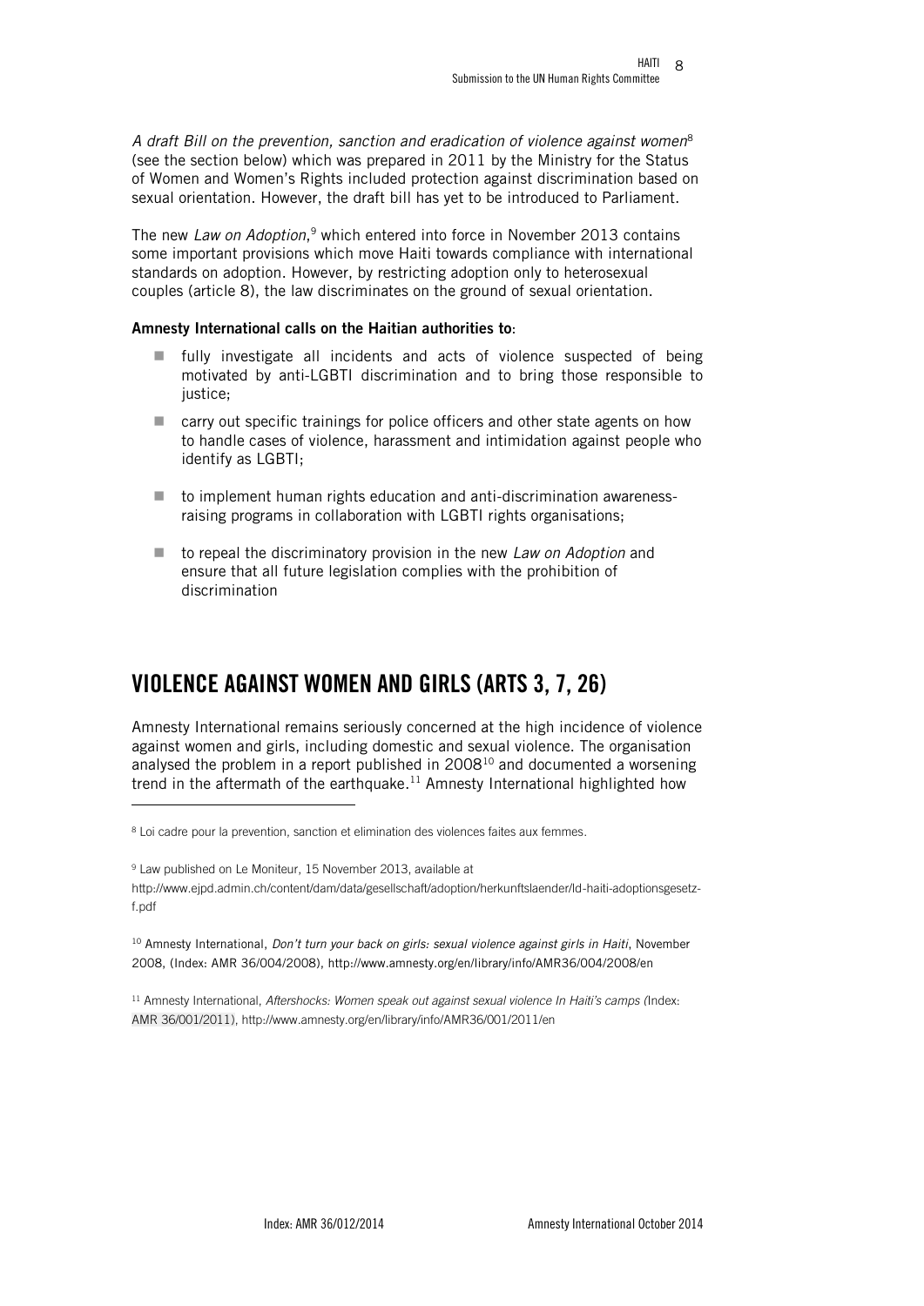*A draft Bill on the prevention, sanction and eradication of violence against women*[8] (see the section below) which was prepared in 2011 by the Ministry for the Status of Women and Women's Rights included protection against discrimination based on sexual orientation. However, the draft bill has yet to be introduced to Parliament.

The new *Law on Adoption*,[9] which entered into force in November 2013 contains some important provisions which move Haiti towards compliance with international standards on adoption. However, by restricting adoption only to heterosexual couples (article 8), the law discriminates on the ground of sexual orientation.

**Amnesty International calls on the Haitian authorities to**:

- fully investigate all incidents and acts of violence suspected of being motivated by anti-LGBTI discrimination and to bring those responsible to justice;
- carry out specific trainings for police officers and other state agents on how to handle cases of violence, harassment and intimidation against people who identify as LGBTI;
- to implement human rights education and anti-discrimination awareness-raising programs in collaboration with LGBTI rights organisations;
- to repeal the discriminatory provision in the new *Law on Adoption* and ensure that all future legislation complies with the prohibition of discrimination

## VIOLENCE AGAINST WOMEN AND GIRLS (ARTS 3, 7, 26)

Amnesty International remains seriously concerned at the high incidence of violence against women and girls, including domestic and sexual violence. The organisation analysed the problem in a report published in 2008[10] and documented a worsening trend in the aftermath of the earthquake.[11] Amnesty International highlighted how

---

[8] Loi cadre pour la prevention, sanction et elimination des violences faites aux femmes.

[9] Law published on Le Moniteur, 15 November 2013, available at http://www.ejpd.admin.ch/content/dam/data/gesellschaft/adoption/herkunftslaender/ld-haiti-adoptionsgesetz-f.pdf

[10] Amnesty International, *Don't turn your back on girls: sexual violence against girls in Haiti*, November 2008, (Index: AMR 36/004/2008), http://www.amnesty.org/en/library/info/AMR36/004/2008/en

[11] Amnesty International, *Aftershocks: Women speak out against sexual violence In Haiti's camps (*Index: AMR 36/001/2011), http://www.amnesty.org/en/library/info/AMR36/001/2011/en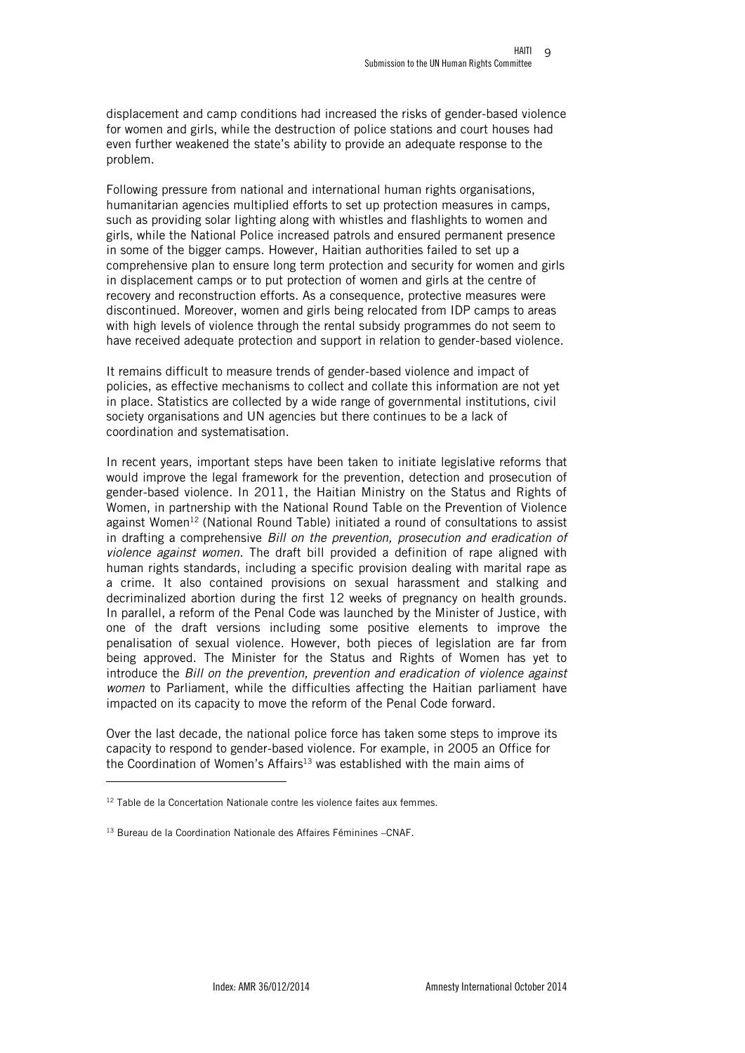displacement and camp conditions had increased the risks of gender-based violence for women and girls, while the destruction of police stations and court houses had even further weakened the state's ability to provide an adequate response to the problem.

Following pressure from national and international human rights organisations, humanitarian agencies multiplied efforts to set up protection measures in camps, such as providing solar lighting along with whistles and flashlights to women and girls, while the National Police increased patrols and ensured permanent presence in some of the bigger camps. However, Haitian authorities failed to set up a comprehensive plan to ensure long term protection and security for women and girls in displacement camps or to put protection of women and girls at the centre of recovery and reconstruction efforts. As a consequence, protective measures were discontinued. Moreover, women and girls being relocated from IDP camps to areas with high levels of violence through the rental subsidy programmes do not seem to have received adequate protection and support in relation to gender-based violence.

It remains difficult to measure trends of gender-based violence and impact of policies, as effective mechanisms to collect and collate this information are not yet in place. Statistics are collected by a wide range of governmental institutions, civil society organisations and UN agencies but there continues to be a lack of coordination and systematisation.

In recent years, important steps have been taken to initiate legislative reforms that would improve the legal framework for the prevention, detection and prosecution of gender-based violence. In 2011, the Haitian Ministry on the Status and Rights of Women, in partnership with the National Round Table on the Prevention of Violence against Women[12] (National Round Table) initiated a round of consultations to assist in drafting a comprehensive *Bill on the prevention, prosecution and eradication of violence against women*. The draft bill provided a definition of rape aligned with human rights standards, including a specific provision dealing with marital rape as a crime. It also contained provisions on sexual harassment and stalking and decriminalized abortion during the first 12 weeks of pregnancy on health grounds. In parallel, a reform of the Penal Code was launched by the Minister of Justice, with one of the draft versions including some positive elements to improve the penalisation of sexual violence. However, both pieces of legislation are far from being approved. The Minister for the Status and Rights of Women has yet to introduce the *Bill on the prevention, prevention and eradication of violence against women* to Parliament, while the difficulties affecting the Haitian parliament have impacted on its capacity to move the reform of the Penal Code forward.

Over the last decade, the national police force has taken some steps to improve its capacity to respond to gender-based violence. For example, in 2005 an Office for the Coordination of Women's Affairs[13] was established with the main aims of

---

[12] Table de la Concertation Nationale contre les violence faites aux femmes.

[13] Bureau de la Coordination Nationale des Affaires Féminines –CNAF.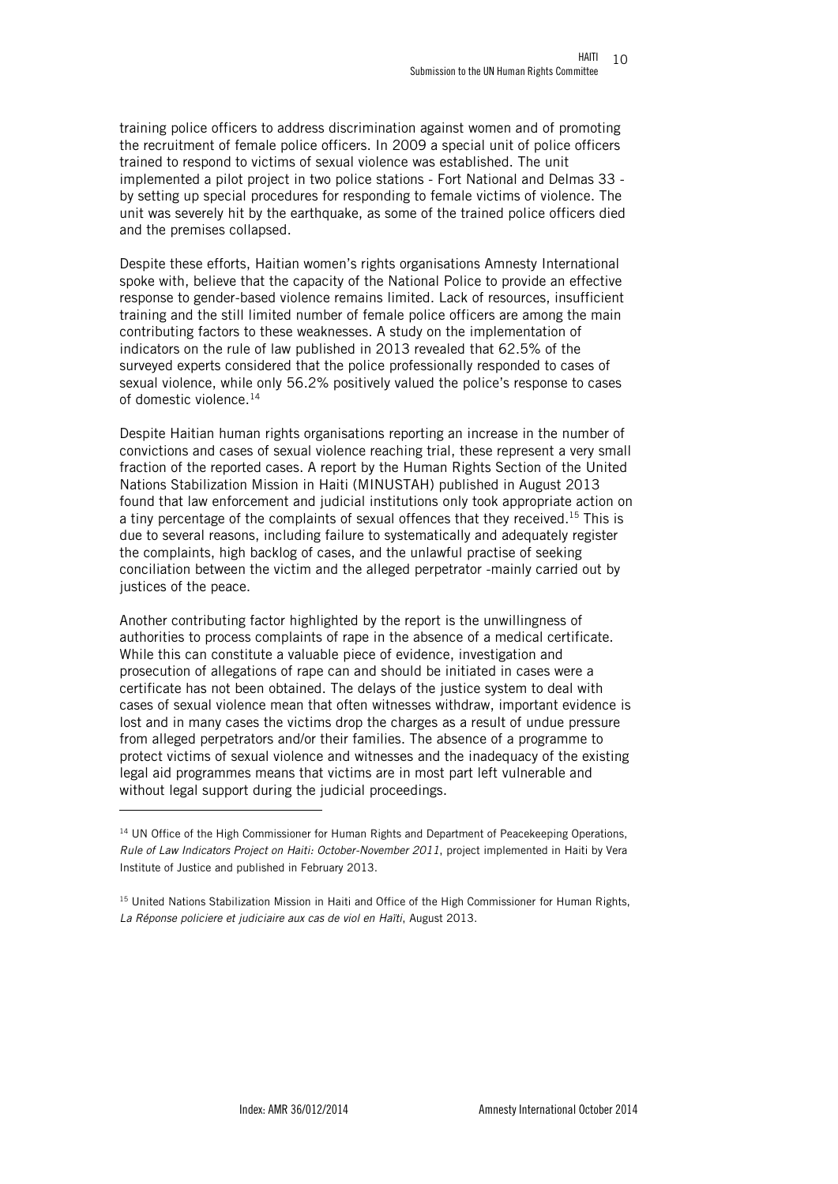training police officers to address discrimination against women and of promoting the recruitment of female police officers. In 2009 a special unit of police officers trained to respond to victims of sexual violence was established. The unit implemented a pilot project in two police stations - Fort National and Delmas 33 - by setting up special procedures for responding to female victims of violence. The unit was severely hit by the earthquake, as some of the trained police officers died and the premises collapsed.

Despite these efforts, Haitian women's rights organisations Amnesty International spoke with, believe that the capacity of the National Police to provide an effective response to gender-based violence remains limited. Lack of resources, insufficient training and the still limited number of female police officers are among the main contributing factors to these weaknesses. A study on the implementation of indicators on the rule of law published in 2013 revealed that 62.5% of the surveyed experts considered that the police professionally responded to cases of sexual violence, while only 56.2% positively valued the police's response to cases of domestic violence.[14]

Despite Haitian human rights organisations reporting an increase in the number of convictions and cases of sexual violence reaching trial, these represent a very small fraction of the reported cases. A report by the Human Rights Section of the United Nations Stabilization Mission in Haiti (MINUSTAH) published in August 2013 found that law enforcement and judicial institutions only took appropriate action on a tiny percentage of the complaints of sexual offences that they received.[15] This is due to several reasons, including failure to systematically and adequately register the complaints, high backlog of cases, and the unlawful practise of seeking conciliation between the victim and the alleged perpetrator -mainly carried out by justices of the peace.

Another contributing factor highlighted by the report is the unwillingness of authorities to process complaints of rape in the absence of a medical certificate. While this can constitute a valuable piece of evidence, investigation and prosecution of allegations of rape can and should be initiated in cases were a certificate has not been obtained. The delays of the justice system to deal with cases of sexual violence mean that often witnesses withdraw, important evidence is lost and in many cases the victims drop the charges as a result of undue pressure from alleged perpetrators and/or their families. The absence of a programme to protect victims of sexual violence and witnesses and the inadequacy of the existing legal aid programmes means that victims are in most part left vulnerable and without legal support during the judicial proceedings.

---

[14] UN Office of the High Commissioner for Human Rights and Department of Peacekeeping Operations, *Rule of Law Indicators Project on Haiti: October-November 2011*, project implemented in Haiti by Vera Institute of Justice and published in February 2013.

[15] United Nations Stabilization Mission in Haiti and Office of the High Commissioner for Human Rights, *La Réponse policiere et judiciaire aux cas de viol en Haïti*, August 2013.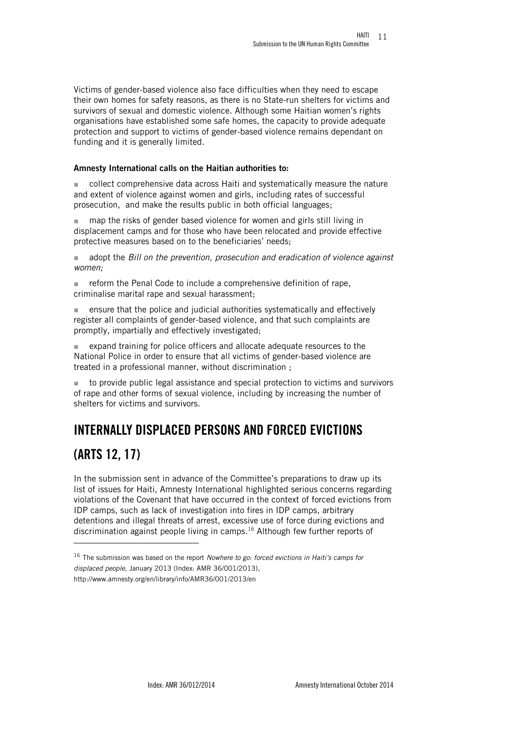Victims of gender-based violence also face difficulties when they need to escape their own homes for safety reasons, as there is no State-run shelters for victims and survivors of sexual and domestic violence. Although some Haitian women's rights organisations have established some safe homes, the capacity to provide adequate protection and support to victims of gender-based violence remains dependant on funding and it is generally limited.

**Amnesty International calls on the Haitian authorities to:**

- collect comprehensive data across Haiti and systematically measure the nature and extent of violence against women and girls, including rates of successful prosecution, and make the results public in both official languages;
- map the risks of gender based violence for women and girls still living in displacement camps and for those who have been relocated and provide effective protective measures based on to the beneficiaries' needs;
- adopt the *Bill on the prevention, prosecution and eradication of violence against women;*
- reform the Penal Code to include a comprehensive definition of rape, criminalise marital rape and sexual harassment;
- ensure that the police and judicial authorities systematically and effectively register all complaints of gender-based violence, and that such complaints are promptly, impartially and effectively investigated;
- expand training for police officers and allocate adequate resources to the National Police in order to ensure that all victims of gender-based violence are treated in a professional manner, without discrimination ;
- to provide public legal assistance and special protection to victims and survivors of rape and other forms of sexual violence, including by increasing the number of shelters for victims and survivors.

## INTERNALLY DISPLACED PERSONS AND FORCED EVICTIONS (ARTS 12, 17)

In the submission sent in advance of the Committee's preparations to draw up its list of issues for Haiti, Amnesty International highlighted serious concerns regarding violations of the Covenant that have occurred in the context of forced evictions from IDP camps, such as lack of investigation into fires in IDP camps, arbitrary detentions and illegal threats of arrest, excessive use of force during evictions and discrimination against people living in camps.[16] Although few further reports of

[16] The submission was based on the report *Nowhere to go: forced evictions in Haiti's camps for displaced people,* January 2013 (Index: AMR 36/001/2013), http://www.amnesty.org/en/library/info/AMR36/001/2013/en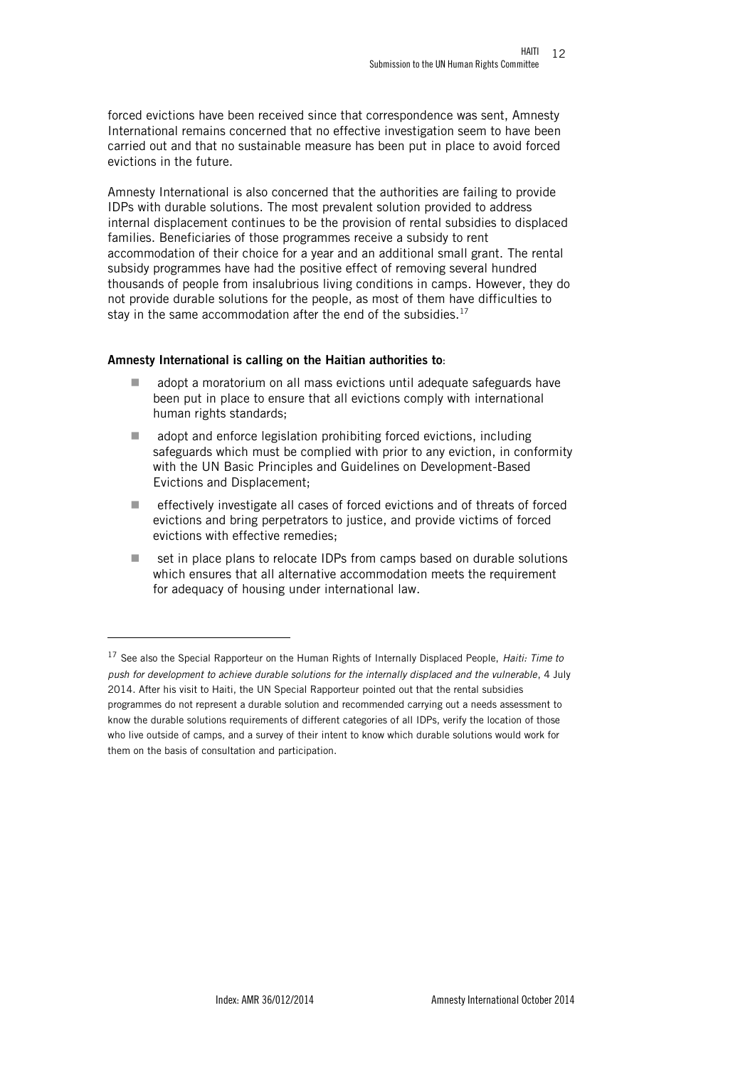forced evictions have been received since that correspondence was sent, Amnesty International remains concerned that no effective investigation seem to have been carried out and that no sustainable measure has been put in place to avoid forced evictions in the future.

Amnesty International is also concerned that the authorities are failing to provide IDPs with durable solutions. The most prevalent solution provided to address internal displacement continues to be the provision of rental subsidies to displaced families. Beneficiaries of those programmes receive a subsidy to rent accommodation of their choice for a year and an additional small grant. The rental subsidy programmes have had the positive effect of removing several hundred thousands of people from insalubrious living conditions in camps. However, they do not provide durable solutions for the people, as most of them have difficulties to stay in the same accommodation after the end of the subsidies.[17]

**Amnesty International is calling on the Haitian authorities to**:

- adopt a moratorium on all mass evictions until adequate safeguards have been put in place to ensure that all evictions comply with international human rights standards;
- adopt and enforce legislation prohibiting forced evictions, including safeguards which must be complied with prior to any eviction, in conformity with the UN Basic Principles and Guidelines on Development-Based Evictions and Displacement;
- effectively investigate all cases of forced evictions and of threats of forced evictions and bring perpetrators to justice, and provide victims of forced evictions with effective remedies;
- set in place plans to relocate IDPs from camps based on durable solutions which ensures that all alternative accommodation meets the requirement for adequacy of housing under international law.

---

[17] See also the Special Rapporteur on the Human Rights of Internally Displaced People, *Haiti: Time to push for development to achieve durable solutions for the internally displaced and the vulnerable*, 4 July 2014. After his visit to Haiti, the UN Special Rapporteur pointed out that the rental subsidies programmes do not represent a durable solution and recommended carrying out a needs assessment to know the durable solutions requirements of different categories of all IDPs, verify the location of those who live outside of camps, and a survey of their intent to know which durable solutions would work for them on the basis of consultation and participation.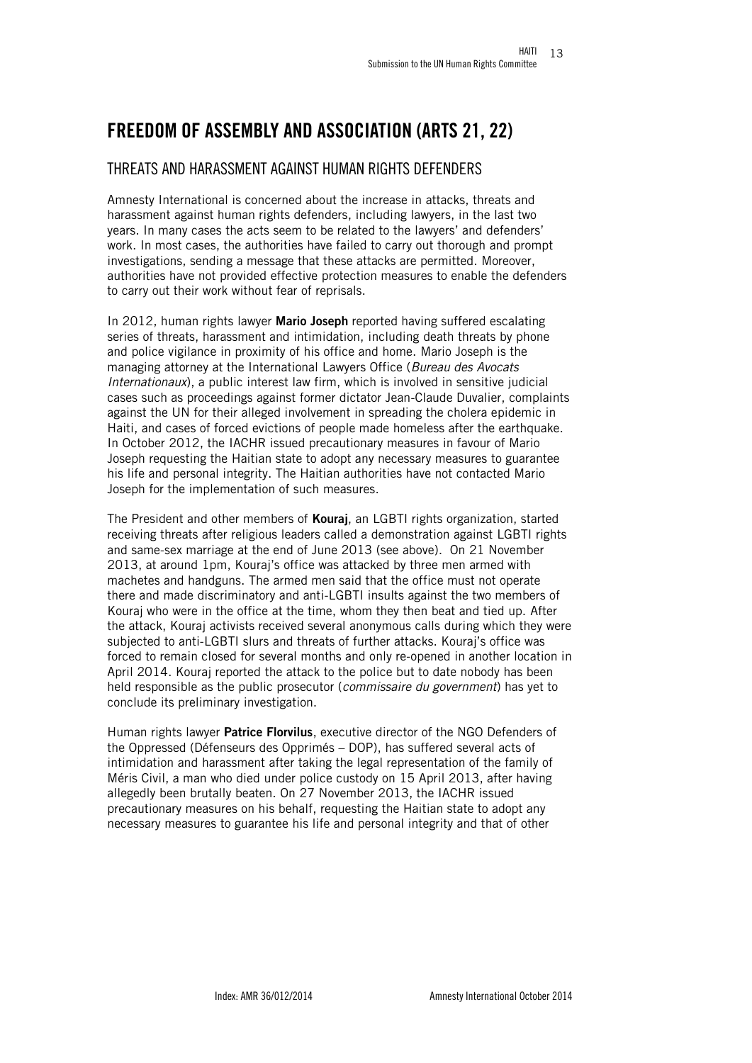# FREEDOM OF ASSEMBLY AND ASSOCIATION (ARTS 21, 22)

## THREATS AND HARASSMENT AGAINST HUMAN RIGHTS DEFENDERS

Amnesty International is concerned about the increase in attacks, threats and harassment against human rights defenders, including lawyers, in the last two years. In many cases the acts seem to be related to the lawyers' and defenders' work. In most cases, the authorities have failed to carry out thorough and prompt investigations, sending a message that these attacks are permitted. Moreover, authorities have not provided effective protection measures to enable the defenders to carry out their work without fear of reprisals.

In 2012, human rights lawyer **Mario Joseph** reported having suffered escalating series of threats, harassment and intimidation, including death threats by phone and police vigilance in proximity of his office and home. Mario Joseph is the managing attorney at the International Lawyers Office (*Bureau des Avocats Internationaux*), a public interest law firm, which is involved in sensitive judicial cases such as proceedings against former dictator Jean-Claude Duvalier, complaints against the UN for their alleged involvement in spreading the cholera epidemic in Haiti, and cases of forced evictions of people made homeless after the earthquake. In October 2012, the IACHR issued precautionary measures in favour of Mario Joseph requesting the Haitian state to adopt any necessary measures to guarantee his life and personal integrity. The Haitian authorities have not contacted Mario Joseph for the implementation of such measures.

The President and other members of **Kouraj**, an LGBTI rights organization, started receiving threats after religious leaders called a demonstration against LGBTI rights and same-sex marriage at the end of June 2013 (see above). On 21 November 2013, at around 1pm, Kouraj's office was attacked by three men armed with machetes and handguns. The armed men said that the office must not operate there and made discriminatory and anti-LGBTI insults against the two members of Kouraj who were in the office at the time, whom they then beat and tied up. After the attack, Kouraj activists received several anonymous calls during which they were subjected to anti-LGBTI slurs and threats of further attacks. Kouraj's office was forced to remain closed for several months and only re-opened in another location in April 2014. Kouraj reported the attack to the police but to date nobody has been held responsible as the public prosecutor (*commissaire du government*) has yet to conclude its preliminary investigation.

Human rights lawyer **Patrice Florvilus**, executive director of the NGO Defenders of the Oppressed (Défenseurs des Opprimés – DOP), has suffered several acts of intimidation and harassment after taking the legal representation of the family of Méris Civil, a man who died under police custody on 15 April 2013, after having allegedly been brutally beaten. On 27 November 2013, the IACHR issued precautionary measures on his behalf, requesting the Haitian state to adopt any necessary measures to guarantee his life and personal integrity and that of other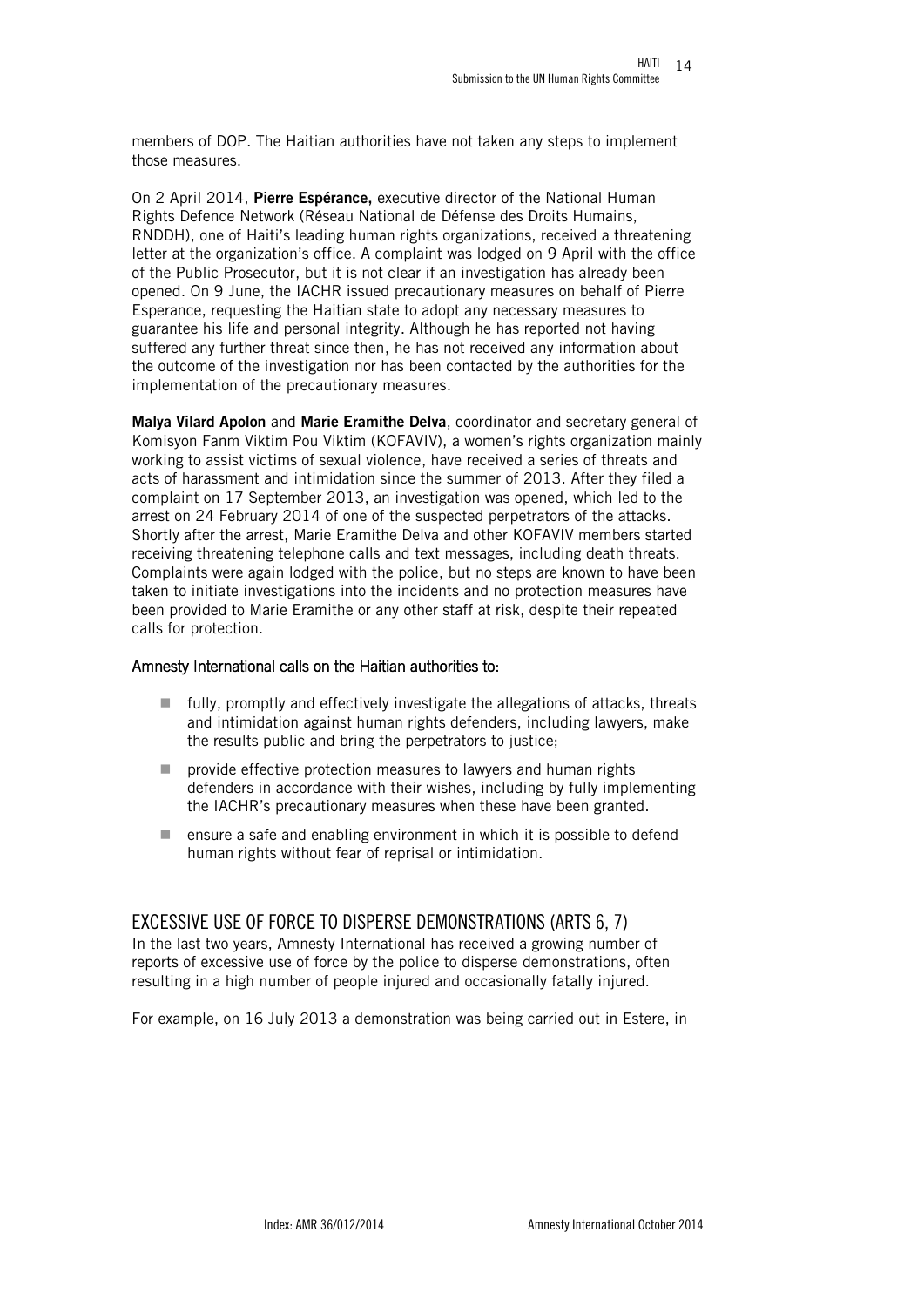members of DOP. The Haitian authorities have not taken any steps to implement those measures.

On 2 April 2014, **Pierre Espérance,** executive director of the National Human Rights Defence Network (Réseau National de Défense des Droits Humains, RNDDH), one of Haiti's leading human rights organizations, received a threatening letter at the organization's office. A complaint was lodged on 9 April with the office of the Public Prosecutor, but it is not clear if an investigation has already been opened. On 9 June, the IACHR issued precautionary measures on behalf of Pierre Esperance, requesting the Haitian state to adopt any necessary measures to guarantee his life and personal integrity. Although he has reported not having suffered any further threat since then, he has not received any information about the outcome of the investigation nor has been contacted by the authorities for the implementation of the precautionary measures.

**Malya Vilard Apolon** and **Marie Eramithe Delva**, coordinator and secretary general of Komisyon Fanm Viktim Pou Viktim (KOFAVIV), a women's rights organization mainly working to assist victims of sexual violence, have received a series of threats and acts of harassment and intimidation since the summer of 2013. After they filed a complaint on 17 September 2013, an investigation was opened, which led to the arrest on 24 February 2014 of one of the suspected perpetrators of the attacks. Shortly after the arrest, Marie Eramithe Delva and other KOFAVIV members started receiving threatening telephone calls and text messages, including death threats. Complaints were again lodged with the police, but no steps are known to have been taken to initiate investigations into the incidents and no protection measures have been provided to Marie Eramithe or any other staff at risk, despite their repeated calls for protection.

Amnesty International calls on the Haitian authorities to:

- fully, promptly and effectively investigate the allegations of attacks, threats and intimidation against human rights defenders, including lawyers, make the results public and bring the perpetrators to justice;
- provide effective protection measures to lawyers and human rights defenders in accordance with their wishes, including by fully implementing the IACHR's precautionary measures when these have been granted.
- ensure a safe and enabling environment in which it is possible to defend human rights without fear of reprisal or intimidation.

## EXCESSIVE USE OF FORCE TO DISPERSE DEMONSTRATIONS (ARTS 6, 7)

In the last two years, Amnesty International has received a growing number of reports of excessive use of force by the police to disperse demonstrations, often resulting in a high number of people injured and occasionally fatally injured.

For example, on 16 July 2013 a demonstration was being carried out in Estere, in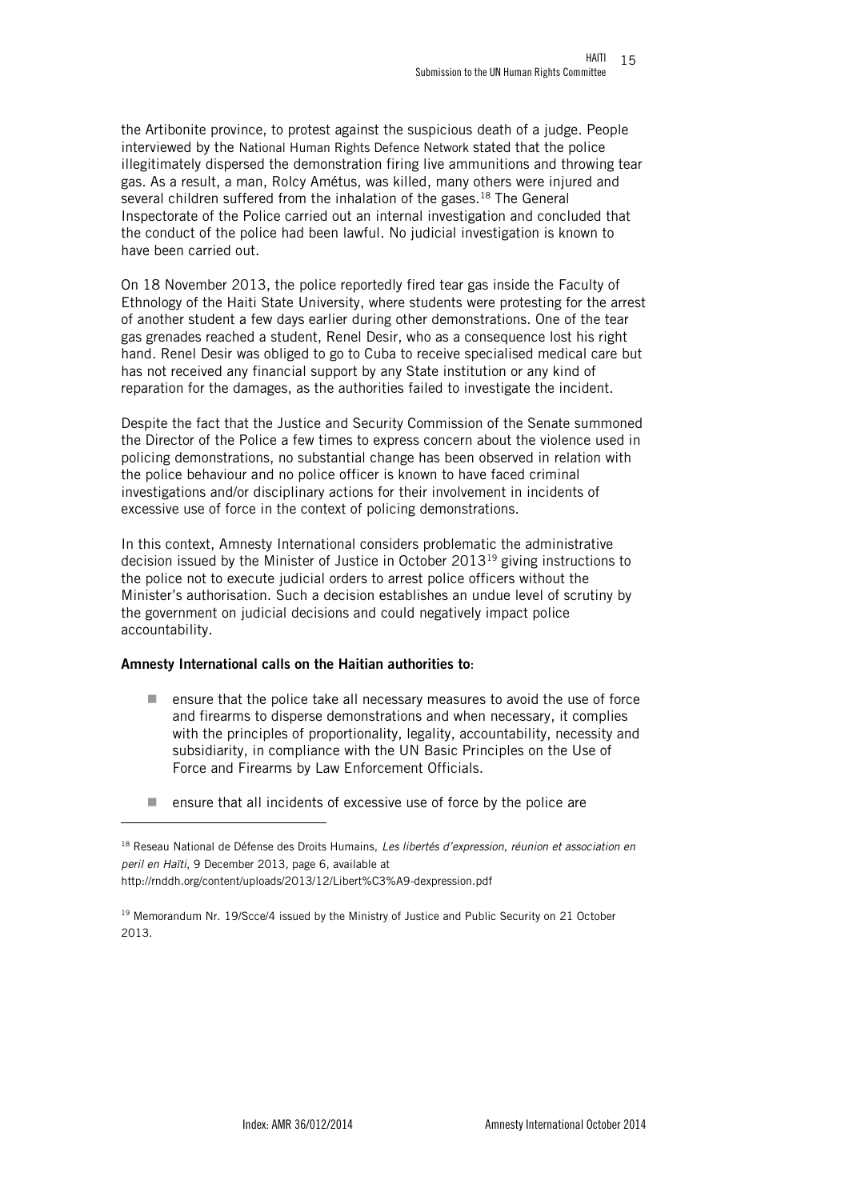the Artibonite province, to protest against the suspicious death of a judge. People interviewed by the National Human Rights Defence Network stated that the police illegitimately dispersed the demonstration firing live ammunitions and throwing tear gas. As a result, a man, Rolcy Amétus, was killed, many others were injured and several children suffered from the inhalation of the gases.[18] The General Inspectorate of the Police carried out an internal investigation and concluded that the conduct of the police had been lawful. No judicial investigation is known to have been carried out.

On 18 November 2013, the police reportedly fired tear gas inside the Faculty of Ethnology of the Haiti State University, where students were protesting for the arrest of another student a few days earlier during other demonstrations. One of the tear gas grenades reached a student, Renel Desir, who as a consequence lost his right hand. Renel Desir was obliged to go to Cuba to receive specialised medical care but has not received any financial support by any State institution or any kind of reparation for the damages, as the authorities failed to investigate the incident.

Despite the fact that the Justice and Security Commission of the Senate summoned the Director of the Police a few times to express concern about the violence used in policing demonstrations, no substantial change has been observed in relation with the police behaviour and no police officer is known to have faced criminal investigations and/or disciplinary actions for their involvement in incidents of excessive use of force in the context of policing demonstrations.

In this context, Amnesty International considers problematic the administrative decision issued by the Minister of Justice in October 2013[19] giving instructions to the police not to execute judicial orders to arrest police officers without the Minister's authorisation. Such a decision establishes an undue level of scrutiny by the government on judicial decisions and could negatively impact police accountability.

**Amnesty International calls on the Haitian authorities to:**

- ensure that the police take all necessary measures to avoid the use of force and firearms to disperse demonstrations and when necessary, it complies with the principles of proportionality, legality, accountability, necessity and subsidiarity, in compliance with the UN Basic Principles on the Use of Force and Firearms by Law Enforcement Officials.
- ensure that all incidents of excessive use of force by the police are

---

[18] Reseau National de Défense des Droits Humains, *Les libertés d'expression, réunion et association en peril en Haïti*, 9 December 2013, page 6, available at http://rnddh.org/content/uploads/2013/12/Libert%C3%A9-dexpression.pdf

[19] Memorandum Nr. 19/Scce/4 issued by the Ministry of Justice and Public Security on 21 October 2013.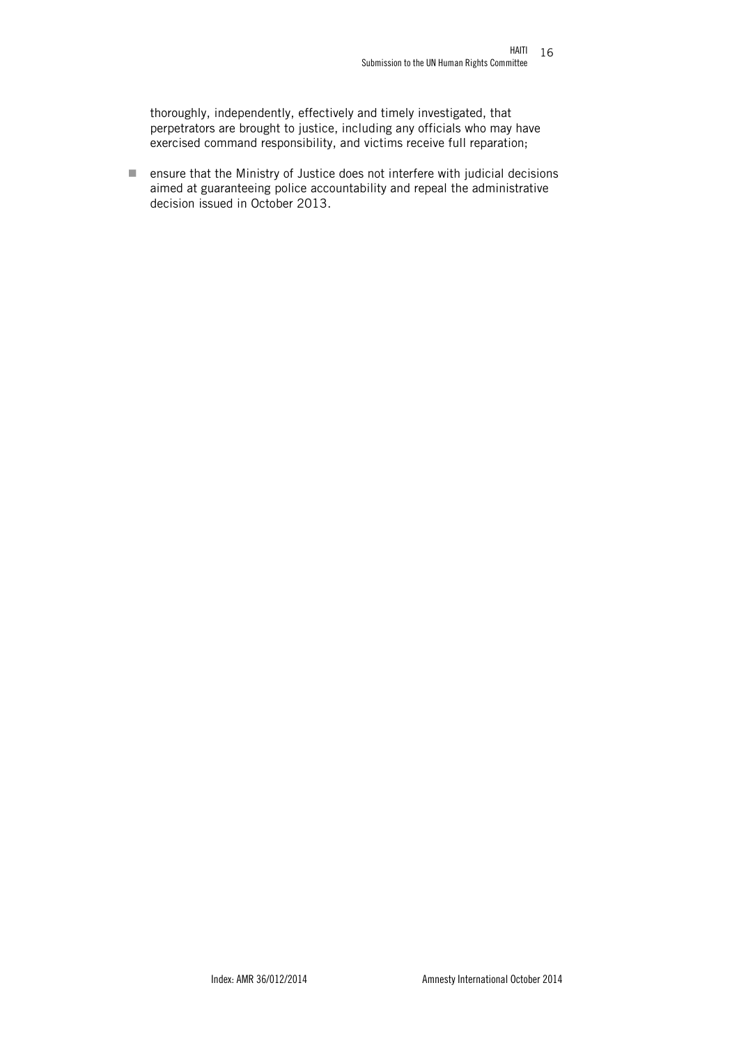thoroughly, independently, effectively and timely investigated, that perpetrators are brought to justice, including any officials who may have exercised command responsibility, and victims receive full reparation;

- ensure that the Ministry of Justice does not interfere with judicial decisions aimed at guaranteeing police accountability and repeal the administrative decision issued in October 2013.